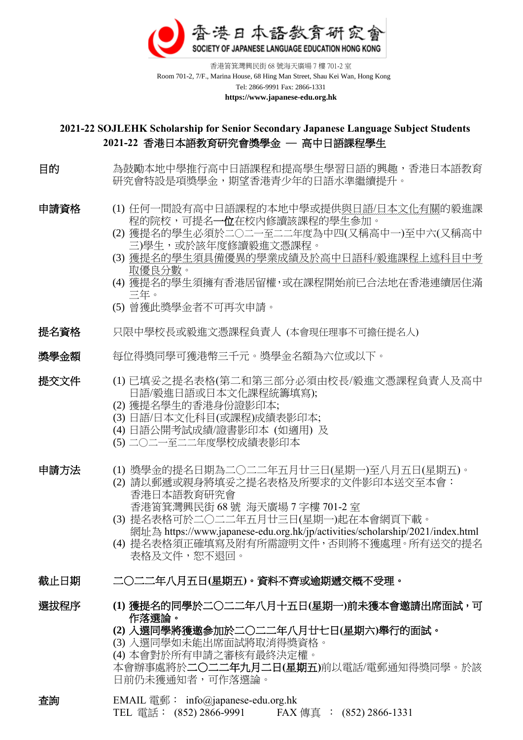香港日本語教育研究會
SOCIETY OF JAPANESE LANGUAGE EDUCATION HONG KONG

香港筲箕灣興民街 68 號海天廣場 7 樓 701-2 室
Room 701-2, 7/F., Marina House, 68 Hing Man Street, Shau Kei Wan, Hong Kong
Tel: 2866-9991 Fax: 2866-1331
**https://www.japanese-edu.org.hk**

## 2021-22 SOJLEHK Scholarship for Senior Secondary Japanese Language Subject Students
## 2021-22 香港日本語教育研究會獎學金 — 高中日語課程學生

**目的**

為鼓勵本地中學推行高中日語課程和提高學生學習日語的興趣，香港日本語教育研究會特設是項獎學金，期望香港青少年的日語水準繼續提升。

**申請資格**

(1) 任何一間設有高中日語課程的本地中學或提供與日語/日本文化有關的毅進課程的院校，可提名**一位**在校內修讀該課程的學生參加。
(2) 獲提名的學生必須於二〇二一至二二年度為中四(又稱高中一)至中六(又稱高中三)學生，或於該年度修讀毅進文憑課程。
(3) 獲提名的學生須具備優異的學業成績及於高中日語科/毅進課程上述科目中考取優良分數。
(4) 獲提名的學生須擁有香港居留權，或在課程開始前已合法地在香港連續居住滿三年。
(5) 曾獲此獎學金者不可再次申請。

**提名資格**

只限中學校長或毅進文憑課程負責人 (本會現任理事不可擔任提名人)

**獎學金額**

每位得獎同學可獲港幣三千元。獎學金名額為六位或以下。

**提交文件**

(1) 已填妥之提名表格(第二和第三部分必須由校長/毅進文憑課程負責人及高中日語/毅進日語或日本文化課程統籌填寫);
(2) 獲提名學生的香港身份證影印本;
(3) 日語/日本文化科目(或課程)成績表影印本;
(4) 日語公開考試成績/證書影印本 (如適用) 及
(5) 二〇二一至二二年度學校成績表影印本

**申請方法**

(1) 獎學金的提名日期為二〇二二年五月廿三日(星期一)至八月五日(星期五)。
(2) 請以郵遞或親身將填妥之提名表格及所要求的文件影印本送交至本會：
香港日本語教育研究會
香港筲箕灣興民街 68 號 海天廣場 7 字樓 701-2 室
(3) 提名表格可於二〇二二年五月廿三日(星期一)起在本會網頁下載。
網址為 https://www.japanese-edu.org.hk/jp/activities/scholarship/2021/index.html
(4) 提名表格須正確填寫及附有所需證明文件，否則將不獲處理。所有送交的提名表格及文件，恕不退回。

**截止日期**

**二〇二二年八月五日(星期五)。資料不齊或逾期遞交概不受理。**

**選拔程序**

**(1) 獲提名的同學於二〇二二年八月十五日(星期一)前未獲本會邀請出席面試，可作落選論。**
**(2) 入選同學將獲邀參加於二〇二二年八月廿七日(星期六)舉行的面試。**
(3) 入選同學如未能出席面試將取消得獎資格。
(4) 本會對於所有申請之審核有最終決定權。

本會辦事處將於**二〇二二年九月二日(星期五)**前以電話/電郵通知得獎同學。於該日前仍未獲通知者，可作落選論。

**查詢**

EMAIL 電郵： info@japanese-edu.org.hk
TEL 電話： (852) 2866-9991　　FAX 傳真 ： (852) 2866-1331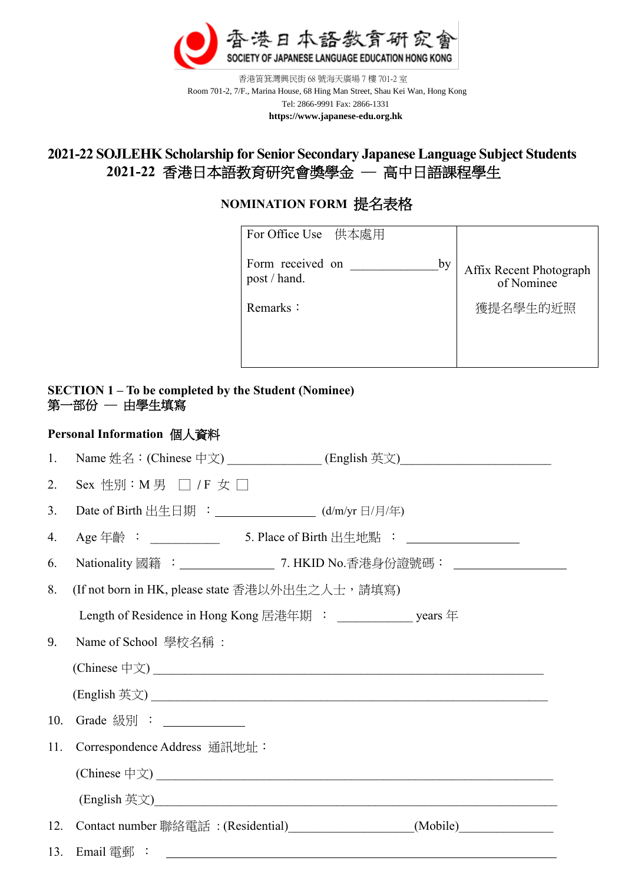香港日本語教育研究會

SOCIETY OF JAPANESE LANGUAGE EDUCATION HONG KONG

香港筲箕灣興民街 68 號海天廣場 7 樓 701-2 室

Room 701-2, 7/F., Marina House, 68 Hing Man Street, Shau Kei Wan, Hong Kong

Tel: 2866-9991 Fax: 2866-1331

**https://www.japanese-edu.org.hk**

# 2021-22 SOJLEHK Scholarship for Senior Secondary Japanese Language Subject Students
# 2021-22 香港日本語教育研究會獎學金 — 高中日語課程學生

## NOMINATION FORM 提名表格

| For Office Use 供本處用<br><br>Form received on ______________ by post / hand.<br><br>Remarks： | Affix Recent Photograph of Nominee<br><br>獲提名學生的近照 |
|---|---|

### SECTION 1 – To be completed by the Student (Nominee)
### 第一部份 — 由學生填寫

**Personal Information 個人資料**

1. Name 姓名：(Chinese 中文) _______________ (English 英文)________________________
2. Sex 性別：M 男 ☐ / F 女 ☐
3. Date of Birth 出生日期 ： ________________ (d/m/yr 日/月/年)
4. Age 年齡 ： ___________ 5. Place of Birth 出生地點 ： __________________
6. Nationality 國籍 ： _______________ 7. HKID No.香港身份證號碼： __________________
8. (If not born in HK, please state 香港以外出生之人士，請填寫)

   Length of Residence in Hong Kong 居港年期 ： ____________ years 年
9. Name of School 學校名稱 ：

   (Chinese 中文) ______________________________________________________________

   (English 英文) ______________________________________________________________
10. Grade 級別 ： _____________
11. Correspondence Address 通訊地址：

    (Chinese 中文) ______________________________________________________________

    (English 英文)______________________________________________________________
12. Contact number 聯絡電話 : (Residential)____________________(Mobile)_______________
13. Email 電郵 ： ________________________________________________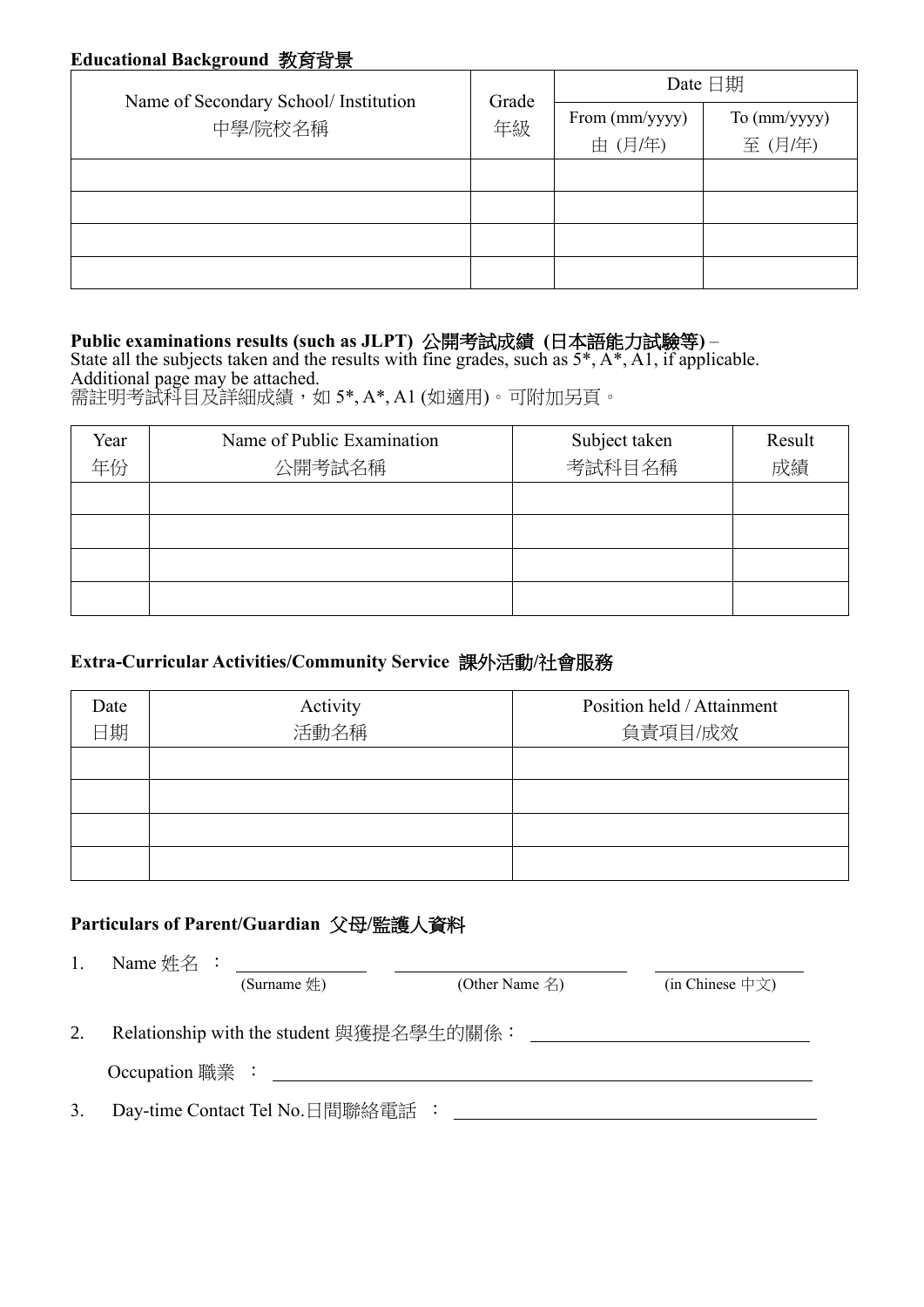**Educational Background 教育背景**

| Name of Secondary School/ Institution<br>中學/院校名稱 | Grade<br>年級 | Date 日期 | |
|---|---|---|---|
| | | From (mm/yyyy)<br>由 (月/年) | To (mm/yyyy)<br>至 (月/年) |
| | | | |
| | | | |
| | | | |
| | | | |

**Public examinations results (such as JLPT) 公開考試成績 (日本語能力試驗等)** –
State all the subjects taken and the results with fine grades, such as 5*, A*, A1, if applicable.
Additional page may be attached.
需註明考試科目及詳細成績，如 5*, A*, A1 (如適用)。可附加另頁。

| Year<br>年份 | Name of Public Examination<br>公開考試名稱 | Subject taken<br>考試科目名稱 | Result<br>成績 |
|---|---|---|---|
| | | | |
| | | | |
| | | | |
| | | | |

**Extra-Curricular Activities/Community Service 課外活動/社會服務**

| Date<br>日期 | Activity<br>活動名稱 | Position held / Attainment<br>負責項目/成效 |
|---|---|---|
| | | |
| | | |
| | | |
| | | |

**Particulars of Parent/Guardian 父母/監護人資料**

1. Name 姓名 ： ____________ (Surname 姓) ____________________ (Other Name 名) ______________ (in Chinese 中文)
2. Relationship with the student 與獲提名學生的關係： ________________________

   Occupation 職業 ： ________________________________________________
3. Day-time Contact Tel No.日間聯絡電話 ： ________________________________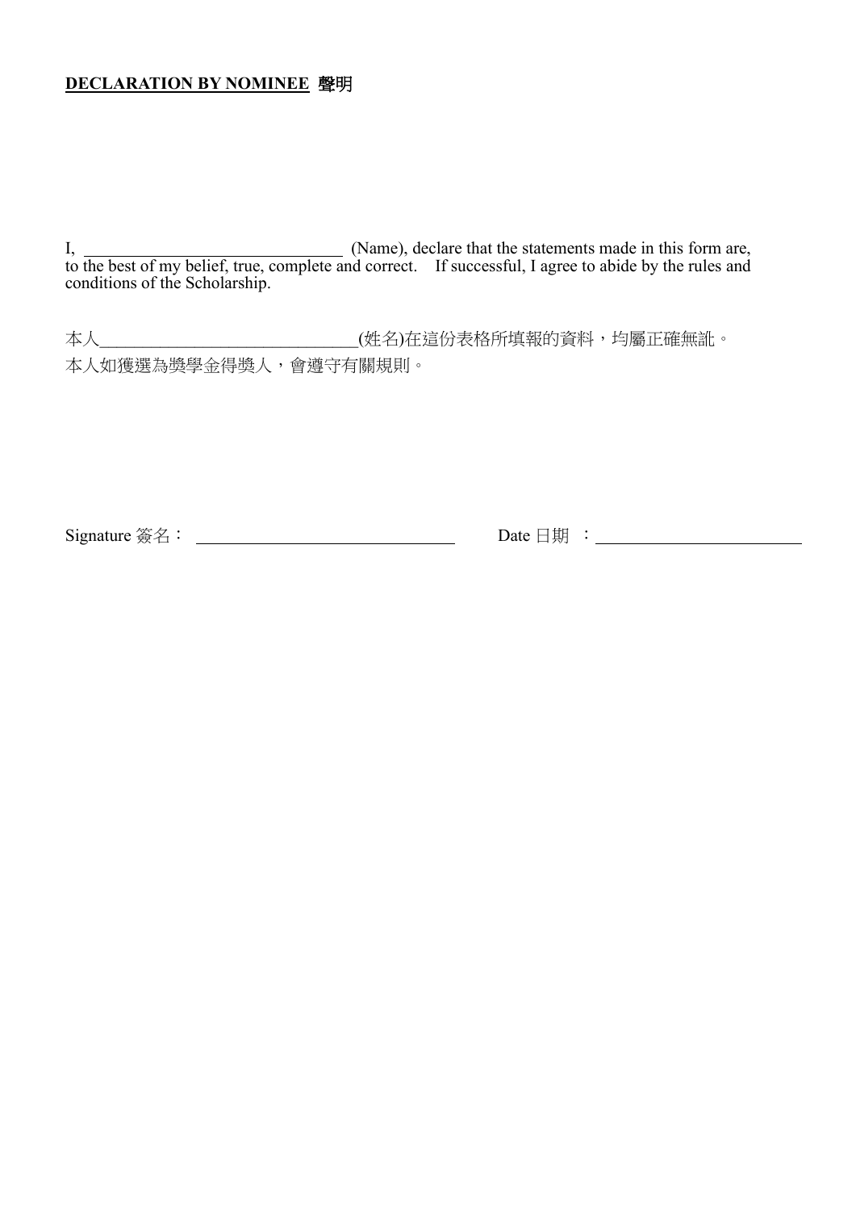**DECLARATION BY NOMINEE 聲明**

I, ______________________________ (Name), declare that the statements made in this form are, to the best of my belief, true, complete and correct. If successful, I agree to abide by the rules and conditions of the Scholarship.

本人______________________________(姓名)在這份表格所填報的資料，均屬正確無訛。
本人如獲選為獎學金得獎人，會遵守有關規則。

Signature 簽名： ______________________________ Date 日期 ： ________________________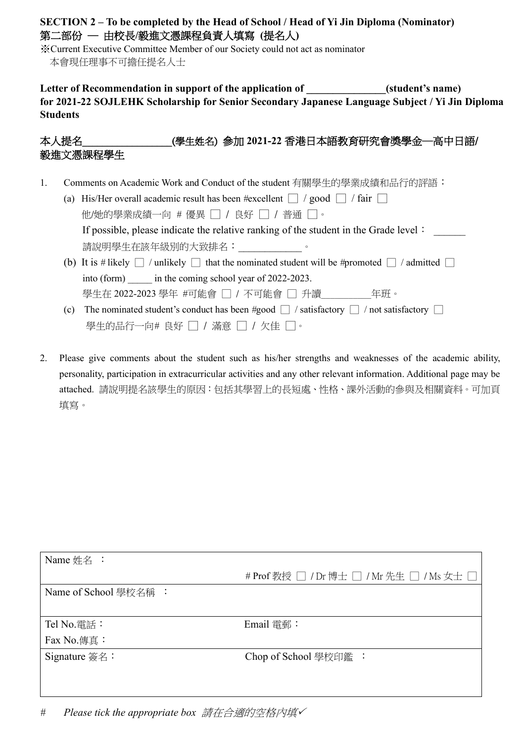**SECTION 2 – To be completed by the Head of School / Head of Yi Jin Diploma (Nominator)**
**第二部份 — 由校長/毅進文憑課程負責人填寫 (提名人)**

※Current Executive Committee Member of our Society could not act as nominator
本會現任理事不可擔任提名人士

**Letter of Recommendation in support of the application of _______________(student's name) for 2021-22 SOJLEHK Scholarship for Senior Secondary Japanese Language Subject / Yi Jin Diploma Students**

**本人提名_________________(學生姓名) 參加 2021-22 香港日本語教育研究會獎學金—高中日語/毅進文憑課程學生**

1. Comments on Academic Work and Conduct of the student 有關學生的學業成績和品行的評語：
   (a) His/Her overall academic result has been #excellent ☐ / good ☐ / fair ☐
   他/她的學業成績一向 # 優異 ☐ / 良好 ☐ / 普通 ☐。
   If possible, please indicate the relative ranking of the student in the Grade level： ______
   請說明學生在該年級別的大致排名：____________。
   (b) It is # likely ☐ / unlikely ☐ that the nominated student will be #promoted ☐ / admitted ☐ into (form) _____ in the coming school year of 2022-2023.
   學生在 2022-2023 學年 #可能會 ☐ / 不可能會 ☐ 升讀__________年班。
   (c) The nominated student's conduct has been #good ☐ / satisfactory ☐ / not satisfactory ☐
   學生的品行一向# 良好 ☐ / 滿意 ☐ / 欠佳 ☐。

2. Please give comments about the student such as his/her strengths and weaknesses of the academic ability, personality, participation in extracurricular activities and any other relevant information. Additional page may be attached. 請說明提名該學生的原因：包括其學習上的長短處、性格、課外活動的參與及相關資料。可加頁填寫。

| Name 姓名 ： | # Prof 教授 ☐ / Dr 博士 ☐ / Mr 先生 ☐ / Ms 女士 ☐ |
|---|---|
| Name of School 學校名稱 ： | |
| Tel No.電話：<br>Fax No.傳真： | Email 電郵： |
| Signature 簽名： | Chop of School 學校印鑑 ： |

# *Please tick the appropriate box 請在合適的空格內填✓*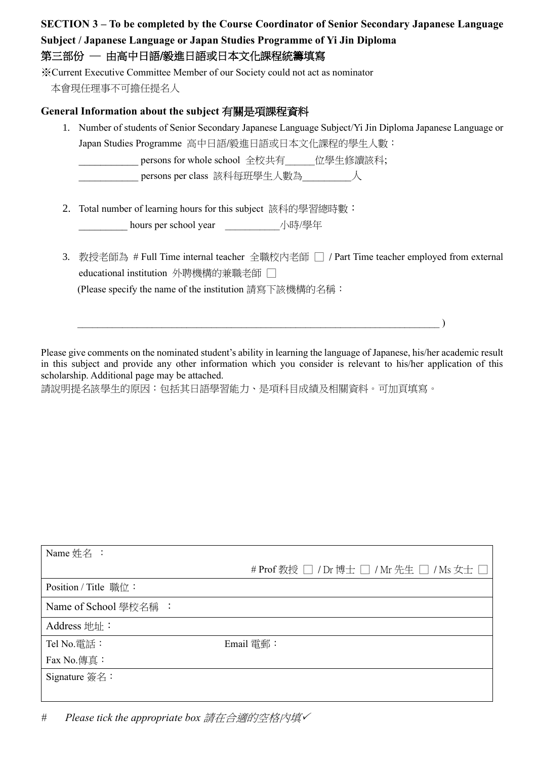## SECTION 3 – To be completed by the Course Coordinator of Senior Secondary Japanese Language Subject / Japanese Language or Japan Studies Programme of Yi Jin Diploma

## 第三部份 — 由高中日語/毅進日語或日本文化課程統籌填寫

※Current Executive Committee Member of our Society could not act as nominator
本會現任理事不可擔任提名人

### General Information about the subject 有關是項課程資料

1. Number of students of Senior Secondary Japanese Language Subject/Yi Jin Diploma Japanese Language or Japan Studies Programme 高中日語/毅進日語或日本文化課程的學生人數：
   ____________ persons for whole school 全校共有______位學生修讀該科;
   ____________ persons per class 該科每班學生人數為__________人

2. Total number of learning hours for this subject 該科的學習總時數：
   __________ hours per school year ___________小時/學年

3. 教授老師為 # Full Time internal teacher 全職校內老師 ☐ / Part Time teacher employed from external educational institution 外聘機構的兼職老師 ☐
   (Please specify the name of the institution 請寫下該機構的名稱：
   
   ____________________________________________________________________________ )

Please give comments on the nominated student's ability in learning the language of Japanese, his/her academic result in this subject and provide any other information which you consider is relevant to his/her application of this scholarship. Additional page may be attached.
請說明提名該學生的原因：包括其日語學習能力、是項科目成績及相關資料。可加頁填寫。

| | |
|---|---|
| Name 姓名 ： | # Prof 教授 ☐ / Dr 博士 ☐ / Mr 先生 ☐ / Ms 女士 ☐ |
| Position / Title 職位： | |
| Name of School 學校名稱 ： | |
| Address 地址： | |
| Tel No.電話：<br>Fax No.傳真： | Email 電郵： |
| Signature 簽名： | |

\# *Please tick the appropriate box 請在合適的空格內填✓*